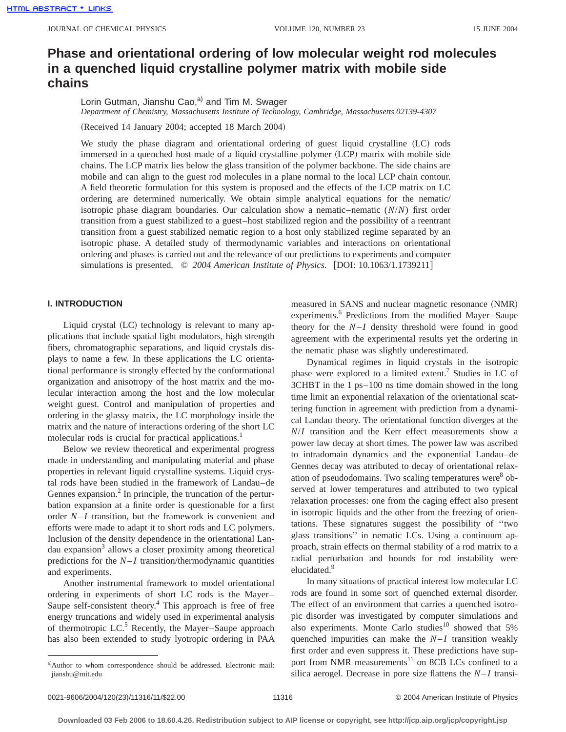# Phase and orientational ordering of low molecular weight rod molecules in a quenched liquid crystalline polymer matrix with mobile side chains

Lorin Gutman, Jianshu Cao,[a] and Tim M. Swager

*Department of Chemistry, Massachusetts Institute of Technology, Cambridge, Massachusetts 02139-4307*

(Received 14 January 2004; accepted 18 March 2004)

We study the phase diagram and orientational ordering of guest liquid crystalline (LC) rods immersed in a quenched host made of a liquid crystalline polymer (LCP) matrix with mobile side chains. The LCP matrix lies below the glass transition of the polymer backbone. The side chains are mobile and can align to the guest rod molecules in a plane normal to the local LCP chain contour. A field theoretic formulation for this system is proposed and the effects of the LCP matrix on LC ordering are determined numerically. We obtain simple analytical equations for the nematic/isotropic phase diagram boundaries. Our calculation show a nematic–nematic ($N/N$) first order transition from a guest stabilized to a guest–host stabilized region and the possibility of a reentrant transition from a guest stabilized nematic region to a host only stabilized regime separated by an isotropic phase. A detailed study of thermodynamic variables and interactions on orientational ordering and phases is carried out and the relevance of our predictions to experiments and computer simulations is presented. © *2004 American Institute of Physics.* [DOI: 10.1063/1.1739211]

## I. INTRODUCTION

Liquid crystal (LC) technology is relevant to many applications that include spatial light modulators, high strength fibers, chromatographic separations, and liquid crystals displays to name a few. In these applications the LC orientational performance is strongly effected by the conformational organization and anisotropy of the host matrix and the molecular interaction among the host and the low molecular weight guest. Control and manipulation of properties and ordering in the glassy matrix, the LC morphology inside the matrix and the nature of interactions ordering of the short LC molecular rods is crucial for practical applications.[1]

Below we review theoretical and experimental progress made in understanding and manipulating material and phase properties in relevant liquid crystalline systems. Liquid crystal rods have been studied in the framework of Landau–de Gennes expansion.[2] In principle, the truncation of the perturbation expansion at a finite order is questionable for a first order $N-I$ transition, but the framework is convenient and efforts were made to adapt it to short rods and LC polymers. Inclusion of the density dependence in the orientational Landau expansion[3] allows a closer proximity among theoretical predictions for the $N-I$ transition/thermodynamic quantities and experiments.

Another instrumental framework to model orientational ordering in experiments of short LC rods is the Mayer–Saupe self-consistent theory.[4] This approach is free of free energy truncations and widely used in experimental analysis of thermotropic LC.[5] Recently, the Mayer–Saupe approach has also been extended to study lyotropic ordering in PAA measured in SANS and nuclear magnetic resonance (NMR) experiments.[6] Predictions from the modified Mayer–Saupe theory for the $N-I$ density threshold were found in good agreement with the experimental results yet the ordering in the nematic phase was slightly underestimated.

Dynamical regimes in liquid crystals in the isotropic phase were explored to a limited extent.[7] Studies in LC of 3CHBT in the 1 ps–100 ns time domain showed in the long time limit an exponential relaxation of the orientational scattering function in agreement with prediction from a dynamical Landau theory. The orientational function diverges at the $N/I$ transition and the Kerr effect measurements show a power law decay at short times. The power law was ascribed to intradomain dynamics and the exponential Landau–de Gennes decay was attributed to decay of orientational relaxation of pseudodomains. Two scaling temperatures were[8] observed at lower temperatures and attributed to two typical relaxation processes: one from the caging effect also present in isotropic liquids and the other from the freezing of orientations. These signatures suggest the possibility of "two glass transitions" in nematic LCs. Using a continuum approach, strain effects on thermal stability of a rod matrix to a radial perturbation and bounds for rod instability were elucidated.[9]

In many situations of practical interest low molecular LC rods are found in some sort of quenched external disorder. The effect of an environment that carries a quenched isotropic disorder was investigated by computer simulations and also experiments. Monte Carlo studies[10] showed that 5% quenched impurities can make the $N-I$ transition weakly first order and even suppress it. These predictions have support from NMR measurements[11] on 8CB LCs confined to a silica aerogel. Decrease in pore size flattens the $N-I$ transi-

---

[a] Author to whom correspondence should be addressed. Electronic mail: jianshu@mit.edu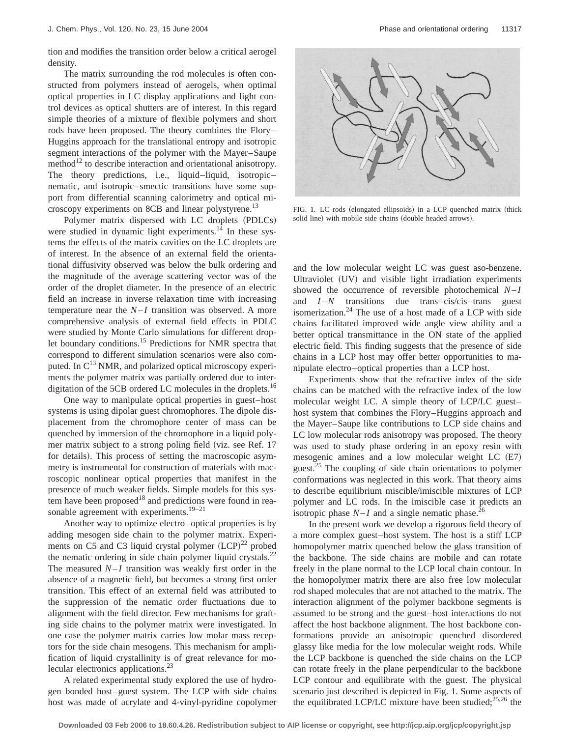tion and modifies the transition order below a critical aerogel density.

The matrix surrounding the rod molecules is often constructed from polymers instead of aerogels, when optimal optical properties in LC display applications and light control devices as optical shutters are of interest. In this regard simple theories of a mixture of flexible polymers and short rods have been proposed. The theory combines the Flory–Huggins approach for the translational entropy and isotropic segment interactions of the polymer with the Mayer–Saupe method[12] to describe interaction and orientational anisotropy. The theory predictions, i.e., liquid–liquid, isotropic–nematic, and isotropic–smectic transitions have some support from differential scanning calorimetry and optical microscopy experiments on 8CB and linear polystyrene.[13]

Polymer matrix dispersed with LC droplets (PDLCs) were studied in dynamic light experiments.[14] In these systems the effects of the matrix cavities on the LC droplets are of interest. In the absence of an external field the orientational diffusivity observed was below the bulk ordering and the magnitude of the average scattering vector was of the order of the droplet diameter. In the presence of an electric field an increase in inverse relaxation time with increasing temperature near the $N$–$I$ transition was observed. A more comprehensive analysis of external field effects in PDLC were studied by Monte Carlo simulations for different droplet boundary conditions.[15] Predictions for NMR spectra that correspond to different simulation scenarios were also computed. In $C^{13}$ NMR, and polarized optical microscopy experiments the polymer matrix was partially ordered due to interdigitation of the 5CB ordered LC molecules in the droplets.[16]

One way to manipulate optical properties in guest–host systems is using dipolar guest chromophores. The dipole displacement from the chromophore center of mass can be quenched by immersion of the chromophore in a liquid polymer matrix subject to a strong poling field (viz. see Ref. 17 for details). This process of setting the macroscopic asymmetry is instrumental for construction of materials with macroscopic nonlinear optical properties that manifest in the presence of much weaker fields. Simple models for this system have been proposed[18] and predictions were found in reasonable agreement with experiments.[19–21]

Another way to optimize electro–optical properties is by adding mesogen side chain to the polymer matrix. Experiments on C5 and C3 liquid crystal polymer (LCP)[22] probed the nematic ordering in side chain polymer liquid crystals.[22] The measured $N$–$I$ transition was weakly first order in the absence of a magnetic field, but becomes a strong first order transition. This effect of an external field was attributed to the suppression of the nematic order fluctuations due to alignment with the field director. Few mechanisms for grafting side chains to the polymer matrix were investigated. In one case the polymer matrix carries low molar mass receptors for the side chain mesogens. This mechanism for amplification of liquid crystallinity is of great relevance for molecular electronics applications.[23]

A related experimental study explored the use of hydrogen bonded host–guest system. The LCP with side chains host was made of acrylate and 4-vinyl-pyridine copolymer

FIG. 1. LC rods (elongated ellipsoids) in a LCP quenched matrix (thick solid line) with mobile side chains (double headed arrows).

and the low molecular weight LC was guest aso-benzene. Ultraviolet (UV) and visible light irradiation experiments showed the occurrence of reversible photochemical $N$–$I$ and $I$–$N$ transitions due trans–cis/cis–trans guest isomerization.[24] The use of a host made of a LCP with side chains facilitated improved wide angle view ability and a better optical transmittance in the ON state of the applied electric field. This finding suggests that the presence of side chains in a LCP host may offer better opportunities to manipulate electro–optical properties than a LCP host.

Experiments show that the refractive index of the side chains can be matched with the refractive index of the low molecular weight LC. A simple theory of LCP/LC guest–host system that combines the Flory–Huggins approach and the Mayer–Saupe like contributions to LCP side chains and LC low molecular rods anisotropy was proposed. The theory was used to study phase ordering in an epoxy resin with mesogenic amines and a low molecular weight LC (E7) guest.[25] The coupling of side chain orientations to polymer conformations was neglected in this work. That theory aims to describe equilibrium miscible/imiscible mixtures of LCP polymer and LC rods. In the imiscible case it predicts an isotropic phase $N$–$I$ and a single nematic phase.[26]

In the present work we develop a rigorous field theory of a more complex guest–host system. The host is a stiff LCP homopolymer matrix quenched below the glass transition of the backbone. The side chains are mobile and can rotate freely in the plane normal to the LCP local chain contour. In the homopolymer matrix there are also free low molecular rod shaped molecules that are not attached to the matrix. The interaction alignment of the polymer backbone segments is assumed to be strong and the guest–host interactions do not affect the host backbone alignment. The host backbone conformations provide an anisotropic quenched disordered glassy like media for the low molecular weight rods. While the LCP backbone is quenched the side chains on the LCP can rotate freely in the plane perpendicular to the backbone LCP contour and equilibrate with the guest. The physical scenario just described is depicted in Fig. 1. Some aspects of the equilibrated LCP/LC mixture have been studied;[25,26] the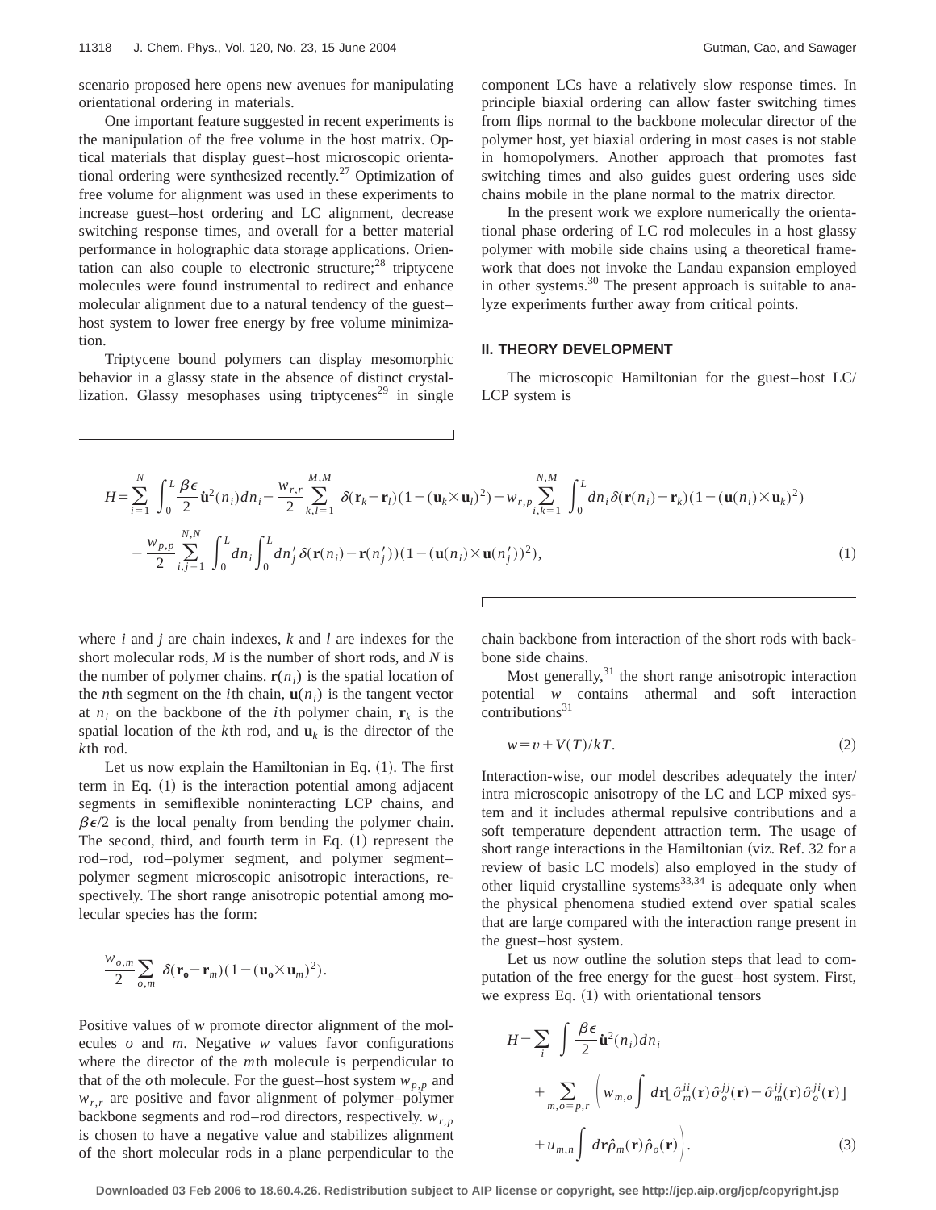scenario proposed here opens new avenues for manipulating orientational ordering in materials.

One important feature suggested in recent experiments is the manipulation of the free volume in the host matrix. Optical materials that display guest–host microscopic orientational ordering were synthesized recently.[27] Optimization of free volume for alignment was used in these experiments to increase guest–host ordering and LC alignment, decrease switching response times, and overall for a better material performance in holographic data storage applications. Orientation can also couple to electronic structure;[28] triptycene molecules were found instrumental to redirect and enhance molecular alignment due to a natural tendency of the guest–host system to lower free energy by free volume minimization.

Triptycene bound polymers can display mesomorphic behavior in a glassy state in the absence of distinct crystallization. Glassy mesophases using triptycenes[29] in single component LCs have a relatively slow response times. In principle biaxial ordering can allow faster switching times from flips normal to the backbone molecular director of the polymer host, yet biaxial ordering in most cases is not stable in homopolymers. Another approach that promotes fast switching times and also guides guest ordering uses side chains mobile in the plane normal to the matrix director.

In the present work we explore numerically the orientational phase ordering of LC rod molecules in a host glassy polymer with mobile side chains using a theoretical framework that does not invoke the Landau expansion employed in other systems.[30] The present approach is suitable to analyze experiments further away from critical points.

## II. THEORY DEVELOPMENT

The microscopic Hamiltonian for the guest–host LC/LCP system is

$$H=\sum_{i=1}^{N}\int_0^L \frac{\beta\epsilon}{2}\dot{\mathbf{u}}^2(n_i)dn_i-\frac{w_{r,r}}{2}\sum_{k,l=1}^{M,M}\delta(\mathbf{r}_k-\mathbf{r}_l)(1-(\mathbf{u}_k\times\mathbf{u}_l)^2)-w_{r,p}\sum_{i,k=1}^{N,M}\int_0^L dn_i\,\delta(\mathbf{r}(n_i)-\mathbf{r}_k)(1-(\mathbf{u}(n_i)\times\mathbf{u}_k)^2)$$
$$-\frac{w_{p,p}}{2}\sum_{i,j=1}^{N,N}\int_0^L dn_i\int_0^L dn_j'\,\delta(\mathbf{r}(n_i)-\mathbf{r}(n_j'))(1-(\mathbf{u}(n_i)\times\mathbf{u}(n_j'))^2), \quad (1)$$

where $i$ and $j$ are chain indexes, $k$ and $l$ are indexes for the short molecular rods, $M$ is the number of short rods, and $N$ is the number of polymer chains. $\mathbf{r}(n_i)$ is the spatial location of the $n$th segment on the $i$th chain, $\mathbf{u}(n_i)$ is the tangent vector at $n_i$ on the backbone of the $i$th polymer chain, $\mathbf{r}_k$ is the spatial location of the $k$th rod, and $\mathbf{u}_k$ is the director of the $k$th rod.

Let us now explain the Hamiltonian in Eq. (1). The first term in Eq. (1) is the interaction potential among adjacent segments in semiflexible noninteracting LCP chains, and $\beta\epsilon/2$ is the local penalty from bending the polymer chain. The second, third, and fourth term in Eq. (1) represent the rod–rod, rod–polymer segment, and polymer segment–polymer segment microscopic anisotropic interactions, respectively. The short range anisotropic potential among molecular species has the form:

$$\frac{w_{o,m}}{2}\sum_{o,m}\delta(\mathbf{r_o}-\mathbf{r}_m)(1-(\mathbf{u_o}\times\mathbf{u}_m)^2).$$

Positive values of $w$ promote director alignment of the molecules $o$ and $m$. Negative $w$ values favor configurations where the director of the $m$th molecule is perpendicular to that of the $o$th molecule. For the guest–host system $w_{p,p}$ and $w_{r,r}$ are positive and favor alignment of polymer–polymer backbone segments and rod–rod directors, respectively. $w_{r,p}$ is chosen to have a negative value and stabilizes alignment of the short molecular rods in a plane perpendicular to the chain backbone from interaction of the short rods with backbone side chains.

Most generally,[31] the short range anisotropic interaction potential $w$ contains athermal and soft interaction contributions[31]

$$w=v+V(T)/kT. \quad (2)$$

Interaction-wise, our model describes adequately the inter/intra microscopic anisotropy of the LC and LCP mixed system and it includes athermal repulsive contributions and a soft temperature dependent attraction term. The usage of short range interactions in the Hamiltonian (viz. Ref. 32 for a review of basic LC models) also employed in the study of other liquid crystalline systems[33,34] is adequate only when the physical phenomena studied extend over spatial scales that are large compared with the interaction range present in the guest–host system.

Let us now outline the solution steps that lead to computation of the free energy for the guest–host system. First, we express Eq. (1) with orientational tensors

$$H=\sum_i\int\frac{\beta\epsilon}{2}\dot{\mathbf{u}}^2(n_i)dn_i$$
$$+\sum_{m,o=p,r}\left(w_{m,o}\int d\mathbf{r}[\hat{\sigma}_m^{ii}(\mathbf{r})\hat{\sigma}_o^{jj}(\mathbf{r})-\hat{\sigma}_m^{ij}(\mathbf{r})\hat{\sigma}_o^{ji}(\mathbf{r})]\right.$$
$$\left.+u_{m,n}\int d\mathbf{r}\hat{\rho}_m(\mathbf{r})\hat{\rho}_o(\mathbf{r})\right). \quad (3)$$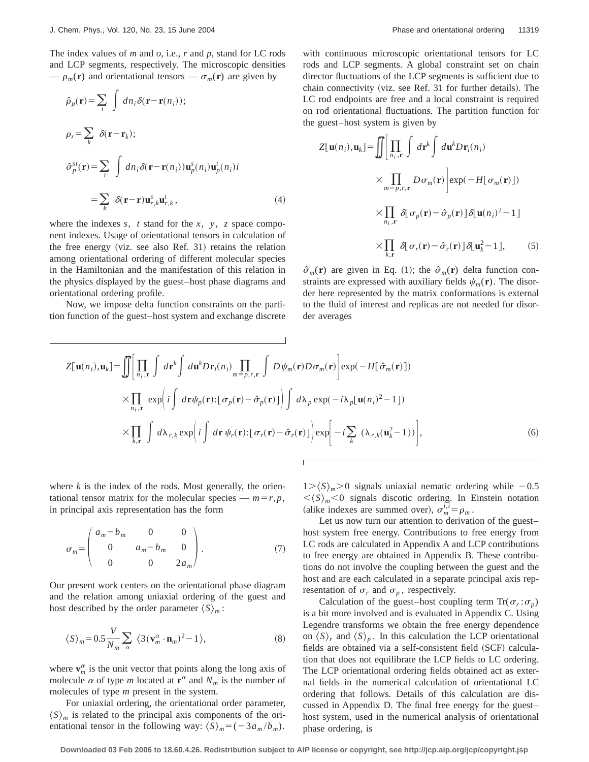The index values of $m$ and $o$, i.e., $r$ and $p$, stand for LC rods and LCP segments, respectively. The microscopic densities — $\rho_m(\mathbf{r})$ and orientational tensors — $\sigma_m(\mathbf{r})$ are given by

$$\hat{\rho}_p(\mathbf{r}) = \sum_i \int dn_i \delta(\mathbf{r} - \mathbf{r}(n_i));$$

$$\rho_r = \sum_k \delta(\mathbf{r} - \mathbf{r}_k);$$

$$\hat{\sigma}_p^{st}(\mathbf{r}) = \sum_i \int dn_i \delta(\mathbf{r} - \mathbf{r}(n_i)) \mathbf{u}_p^s(n_i) \mathbf{u}_p^t(n_i) i$$

$$= \sum_k \delta(\mathbf{r} - \mathbf{r}) \mathbf{u}_{r,k}^s \mathbf{u}_{r,k}^t, \tag{4}$$

where the indexes $s$, $t$ stand for the $x$, $y$, $z$ space component indexes. Usage of orientational tensors in calculation of the free energy (viz. see also Ref. 31) retains the relation among orientational ordering of different molecular species in the Hamiltonian and the manifestation of this relation in the physics displayed by the guest–host phase diagrams and orientational ordering profile.

Now, we impose delta function constraints on the partition function of the guest–host system and exchange discrete with continuous microscopic orientational tensors for LC rods and LCP segments. A global constraint set on chain director fluctuations of the LCP segments is sufficient due to chain connectivity (viz. see Ref. 31 for further details). The LC rod endpoints are free and a local constraint is required on rod orientational fluctuations. The partition function for the guest–host system is given by

$$Z[\mathbf{u}(n_i), \mathbf{u}_k] = \iint \left[ \prod_{n_i, \mathbf{r}} \int d\mathbf{r}^k \int d\mathbf{u}^k D\mathbf{r}_i(n_i) \times \prod_{m=p,r,\mathbf{r}} D\sigma_m(\mathbf{r}) \right] \exp(-H[\sigma_m(\mathbf{r})])$$
$$\times \prod_{n_i, \mathbf{r}} \delta[\sigma_p(\mathbf{r}) - \hat{\sigma}_p(\mathbf{r})] \delta[\mathbf{u}(n_i)^2 - 1]$$
$$\times \prod_{k, \mathbf{r}} \delta[\sigma_r(\mathbf{r}) - \hat{\sigma}_r(\mathbf{r})] \delta[\mathbf{u}_k^2 - 1], \tag{5}$$

$\hat{\sigma}_m(\mathbf{r})$ are given in Eq. (1); the $\hat{\sigma}_m(\mathbf{r})$ delta function constraints are expressed with auxiliary fields $\psi_m(\mathbf{r})$. The disorder here represented by the matrix conformations is external to the fluid of interest and replicas are not needed for disorder averages

$$Z[\mathbf{u}(n_i), \mathbf{u}_k] = \iint \left[ \prod_{n_i, \mathbf{r}} \int d\mathbf{r}^k \int d\mathbf{u}^k D\mathbf{r}_i(n_i) \prod_{m=p,r,\mathbf{r}} \int D\psi_m(\mathbf{r}) D\sigma_m(\mathbf{r}) \right] \exp(-H[\hat{\sigma}_m(\mathbf{r})])$$
$$\times \prod_{n_i, \mathbf{r}} \exp\left( i \int d\mathbf{r} \psi_p(\mathbf{r}) : [\sigma_p(\mathbf{r}) - \hat{\sigma}_p(\mathbf{r})] \right) \int d\lambda_p \exp(-i\lambda_p [\mathbf{u}(n_i)^2 - 1])$$
$$\times \prod_{k, \mathbf{r}} \int d\lambda_{r,k} \exp\left( i \int d\mathbf{r}\, \psi_r(\mathbf{r}) : [\sigma_r(\mathbf{r}) - \hat{\sigma}_r(\mathbf{r})] \right) \exp\left[ -i \sum_k (\lambda_{r,k}(\mathbf{u}_k^2 - 1)) \right], \tag{6}$$

where $k$ is the index of the rods. Most generally, the orientational tensor matrix for the molecular species — $m = r, p$, in principal axis representation has the form

$$\sigma_m = \begin{pmatrix} a_m - b_m & 0 & 0 \\ 0 & a_m - b_m & 0 \\ 0 & 0 & 2a_m \end{pmatrix}. \tag{7}$$

Our present work centers on the orientational phase diagram and the relation among uniaxial ordering of the guest and host described by the order parameter $\langle S \rangle_m$:

$$\langle S \rangle_m = 0.5 \frac{V}{N_m} \sum_\alpha \langle 3(\mathbf{v}_m^\alpha \cdot \mathbf{n}_m)^2 - 1 \rangle, \tag{8}$$

where $\mathbf{v}_m^\alpha$ is the unit vector that points along the long axis of molecule $\alpha$ of type $m$ located at $\mathbf{r}^\alpha$ and $N_m$ is the number of molecules of type $m$ present in the system.

For uniaxial ordering, the orientational order parameter, $\langle S \rangle_m$ is related to the principal axis components of the orientational tensor in the following way: $\langle S \rangle_m = (-3a_m/b_m)$. $1 > \langle S \rangle_m > 0$ signals uniaxial nematic ordering while $-0.5 < \langle S \rangle_m < 0$ signals discotic ordering. In Einstein notation (alike indexes are summed over), $\sigma_m^{i,i} = \rho_m$.

Let us now turn our attention to derivation of the guest–host system free energy. Contributions to free energy from LC rods are calculated in Appendix A and LCP contributions to free energy are obtained in Appendix B. These contributions do not involve the coupling between the guest and the host and are each calculated in a separate principal axis representation of $\sigma_r$ and $\sigma_p$, respectively.

Calculation of the guest–host coupling term $\mathrm{Tr}(\sigma_r : \sigma_p)$ is a bit more involved and is evaluated in Appendix C. Using Legendre transforms we obtain the free energy dependence on $\langle S \rangle_r$ and $\langle S \rangle_p$. In this calculation the LCP orientational fields are obtained via a self-consistent field (SCF) calculation that does not equilibrate the LCP fields to LC ordering. The LCP orientational ordering fields obtained act as external fields in the numerical calculation of orientational LC ordering that follows. Details of this calculation are discussed in Appendix D. The final free energy for the guest–host system, used in the numerical analysis of orientational phase ordering, is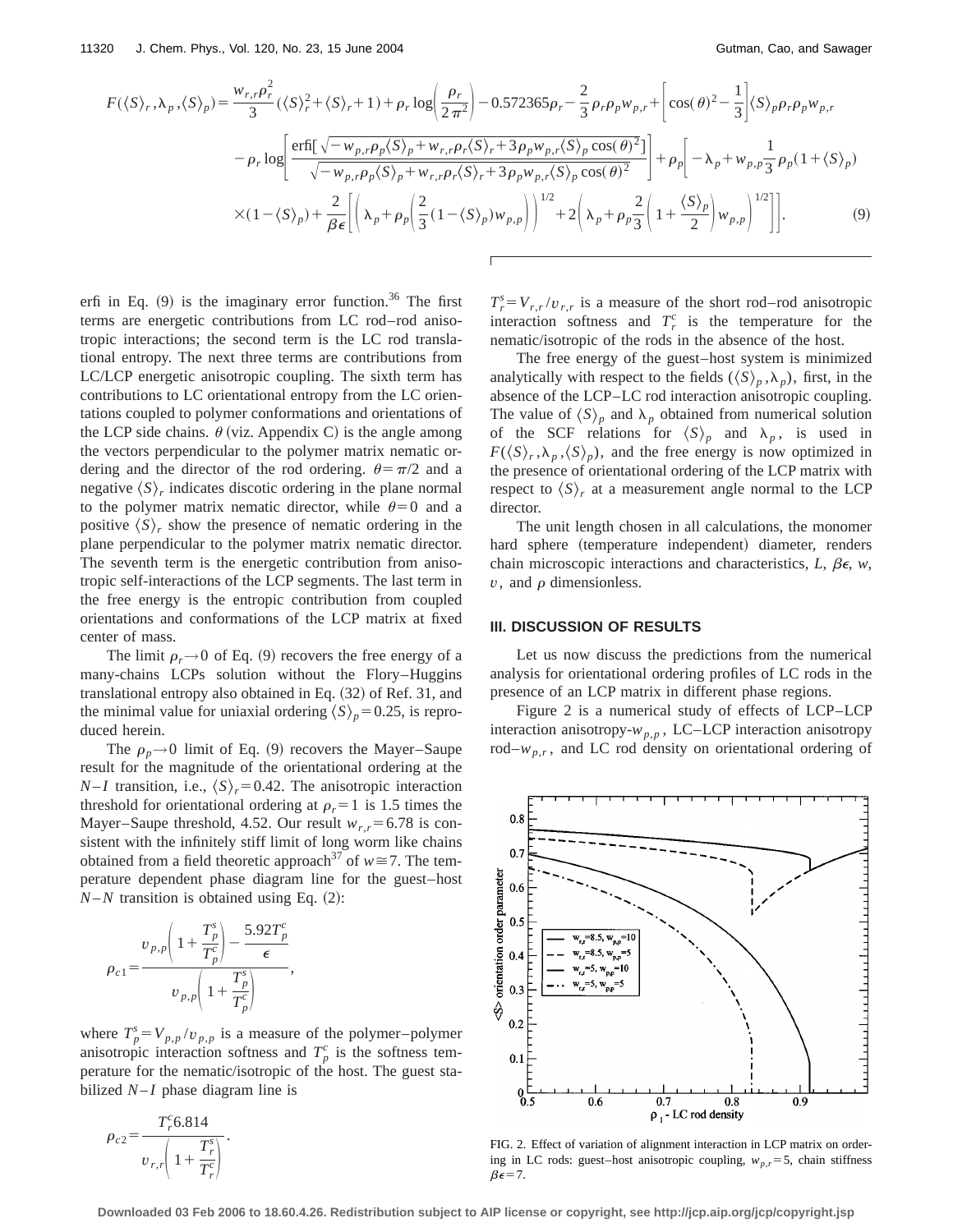$$F(\langle S\rangle_r,\lambda_p,\langle S\rangle_p)=\frac{w_{r,r}\rho_r^2}{3}(\langle S\rangle_r^2+\langle S\rangle_r+1)+\rho_r\log\left(\frac{\rho_r}{2\pi^2}\right)-0.572365\rho_r-\frac{2}{3}\rho_r\rho_p w_{p,r}+\left[\cos(\theta)^2-\frac{1}{3}\right]\langle S\rangle_p\rho_r\rho_p w_{p,r}$$
$$-\rho_r\log\left[\frac{\mathrm{erfi}[\sqrt{-w_{p,r}\rho_p\langle S\rangle_p+w_{r,r}\rho_r\langle S\rangle_r+3\rho_p w_{p,r}\langle S\rangle_p\cos(\theta)^2}]}{\sqrt{-w_{p,r}\rho_p\langle S\rangle_p+w_{r,r}\rho_r\langle S\rangle_r+3\rho_p w_{p,r}\langle S\rangle_p\cos(\theta)^2}}\right]+\rho_p\left[-\lambda_p+w_{p,p}\frac{1}{3}\rho_p(1+\langle S\rangle_p)\right.$$
$$\left.\times(1-\langle S\rangle_p)+\frac{2}{\beta\epsilon}\left[\left(\lambda_p+\rho_p\left(\frac{2}{3}(1-\langle S\rangle_p)w_{p,p}\right)\right)^{1/2}+2\left(\lambda_p+\rho_p\frac{2}{3}\left(1+\frac{\langle S\rangle_p}{2}\right)w_{p,p}\right)^{1/2}\right]\right].\tag{9}$$

erfi in Eq. (9) is the imaginary error function.[36] The first terms are energetic contributions from LC rod–rod anisotropic interactions; the second term is the LC rod translational entropy. The next three terms are contributions from LC/LCP energetic anisotropic coupling. The sixth term has contributions to LC orientational entropy from the LC orientations coupled to polymer conformations and orientations of the LCP side chains. $\theta$ (viz. Appendix C) is the angle among the vectors perpendicular to the polymer matrix nematic ordering and the director of the rod ordering. $\theta=\pi/2$ and a negative $\langle S\rangle_r$ indicates discotic ordering in the plane normal to the polymer matrix nematic director, while $\theta=0$ and a positive $\langle S\rangle_r$ show the presence of nematic ordering in the plane perpendicular to the polymer matrix nematic director. The seventh term is the energetic contribution from anisotropic self-interactions of the LCP segments. The last term in the free energy is the entropic contribution from coupled orientations and conformations of the LCP matrix at fixed center of mass.

The limit $\rho_r\to 0$ of Eq. (9) recovers the free energy of a many-chains LCPs solution without the Flory–Huggins translational entropy also obtained in Eq. (32) of Ref. 31, and the minimal value for uniaxial ordering $\langle S\rangle_p=0.25$, is reproduced herein.

The $\rho_p\to 0$ limit of Eq. (9) recovers the Mayer–Saupe result for the magnitude of the orientational ordering at the $N$–$I$ transition, i.e., $\langle S\rangle_r=0.42$. The anisotropic interaction threshold for orientational ordering at $\rho_r=1$ is 1.5 times the Mayer–Saupe threshold, 4.52. Our result $w_{r,r}=6.78$ is consistent with the infinitely stiff limit of long worm like chains obtained from a field theoretic approach[37] of $w\cong 7$. The temperature dependent phase diagram line for the guest–host $N$–$N$ transition is obtained using Eq. (2):

$$\rho_{c1}=\frac{v_{p,p}\left(1+\frac{T_p^s}{T_p^c}\right)-\frac{5.92T_p^c}{\epsilon}}{v_{p,p}\left(1+\frac{T_p^s}{T_p^c}\right)},$$

where $T_p^s=V_{p,p}/v_{p,p}$ is a measure of the polymer–polymer anisotropic interaction softness and $T_p^c$ is the softness temperature for the nematic/isotropic of the host. The guest stabilized $N$–$I$ phase diagram line is

$$\rho_{c2}=\frac{T_r^c 6.814}{v_{r,r}\left(1+\frac{T_r^s}{T_r^c}\right)}.$$

$T_r^s=V_{r,r}/v_{r,r}$ is a measure of the short rod–rod anisotropic interaction softness and $T_r^c$ is the temperature for the nematic/isotropic of the rods in the absence of the host.

The free energy of the guest–host system is minimized analytically with respect to the fields $(\langle S\rangle_p,\lambda_p)$, first, in the absence of the LCP–LC rod interaction anisotropic coupling. The value of $\langle S\rangle_p$ and $\lambda_p$ obtained from numerical solution of the SCF relations for $\langle S\rangle_p$ and $\lambda_p$, is used in $F(\langle S\rangle_r,\lambda_p,\langle S\rangle_p)$, and the free energy is now optimized in the presence of orientational ordering of the LCP matrix with respect to $\langle S\rangle_r$ at a measurement angle normal to the LCP director.

The unit length chosen in all calculations, the monomer hard sphere (temperature independent) diameter, renders chain microscopic interactions and characteristics, $L$, $\beta\epsilon$, $w$, $v$, and $\rho$ dimensionless.

## III. DISCUSSION OF RESULTS

Let us now discuss the predictions from the numerical analysis for orientational ordering profiles of LC rods in the presence of an LCP matrix in different phase regions.

Figure 2 is a numerical study of effects of LCP–LCP interaction anisotropy-$w_{p,p}$, LC–LCP interaction anisotropy rod–$w_{p,r}$, and LC rod density on orientational ordering of

FIG. 2. Effect of variation of alignment interaction in LCP matrix on ordering in LC rods: guest–host anisotropic coupling, $w_{p,r}=5$, chain stiffness $\beta\epsilon=7$.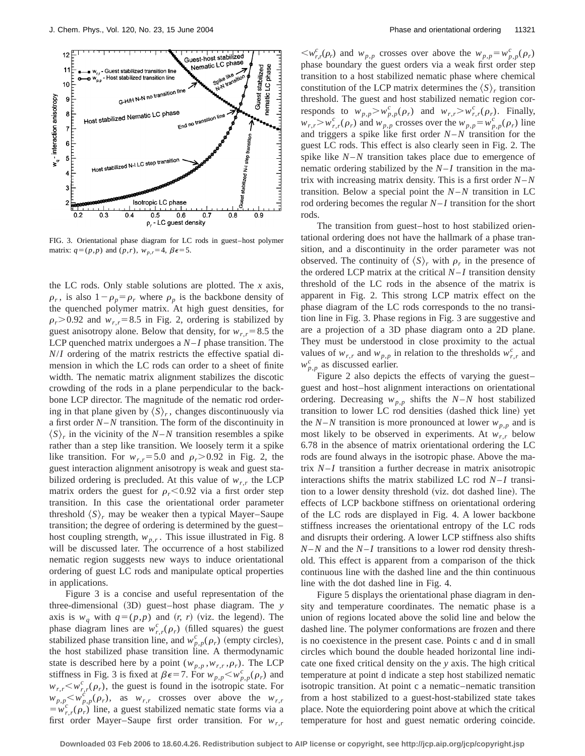FIG. 3. Orientational phase diagram for LC rods in guest–host polymer matrix: $q=(p,p)$ and $(p,r)$, $w_{p,r}=4$, $\beta\epsilon=5$.

the LC rods. Only stable solutions are plotted. The $x$ axis, $\rho_r$, is also $1-\rho_p=\rho_r$ where $\rho_p$ is the backbone density of the quenched polymer matrix. At high guest densities, for $\rho_r>0.92$ and $w_{r,r}=8.5$ in Fig. 2, ordering is stabilized by guest anisotropy alone. Below that density, for $w_{r,r}=8.5$ the LCP quenched matrix undergoes a $N-I$ phase transition. The $N/I$ ordering of the matrix restricts the effective spatial dimension in which the LC rods can order to a sheet of finite width. The nematic matrix alignment stabilizes the discotic crowding of the rods in a plane perpendicular to the backbone LCP director. The magnitude of the nematic rod ordering in that plane given by $\langle S\rangle_r$, changes discontinuously via a first order $N-N$ transition. The form of the discontinuity in $\langle S\rangle_r$ in the vicinity of the $N-N$ transition resembles a spike rather than a step like transition. We loosely term it a spike like transition. For $w_{r,r}=5.0$ and $\rho_r>0.92$ in Fig. 2, the guest interaction alignment anisotropy is weak and guest stabilized ordering is precluded. At this value of $w_{r,r}$ the LCP matrix orders the guest for $\rho_r<0.92$ via a first order step transition. In this case the orientational order parameter threshold $\langle S\rangle_r$ may be weaker then a typical Mayer–Saupe transition; the degree of ordering is determined by the guest–host coupling strength, $w_{p,r}$. This issue illustrated in Fig. 8 will be discussed later. The occurrence of a host stabilized nematic region suggests new ways to induce orientational ordering of guest LC rods and manipulate optical properties in applications.

Figure 3 is a concise and useful representation of the three-dimensional (3D) guest–host phase diagram. The $y$ axis is $w_q$ with $q=(p,p)$ and $(r,r)$ (viz. the legend). The phase diagram lines are $w_{r,r}^c(\rho_r)$ (filled squares) the guest stabilized phase transition line, and $w_{p,p}^c(\rho_r)$ (empty circles), the host stabilized phase transition line. A thermodynamic state is described here by a point $(w_{p,p},w_{r,r},\rho_r)$. The LCP stiffness in Fig. 3 is fixed at $\beta\epsilon=7$. For $w_{p,p}<w_{p,p}^c(\rho_r)$ and $w_{r,r}<w_{r,r}^c(\rho_r)$, the guest is found in the isotropic state. For $w_{p,p}<w_{p,p}^c(\rho_r)$, as $w_{r,r}$ crosses over above the $w_{r,r}=w_{r,r}^c(\rho_r)$ line, a guest stabilized nematic state forms via a first order Mayer–Saupe first order transition. For $w_{r,r}<w_{r,r}^c(\rho_r)$ and $w_{p,p}$ crosses over above the $w_{p,p}=w_{p,p}^c(\rho_r)$ phase boundary the guest orders via a weak first order step transition to a host stabilized nematic phase where chemical constitution of the LCP matrix determines the $\langle S\rangle_r$ transition threshold. The guest and host stabilized nematic region corresponds to $w_{p,p}>w_{p,p}^c(\rho_r)$ and $w_{r,r}>w_{r,r}^c(\rho_r)$. Finally, $w_{r,r}>w_{r,r}^c(\rho_r)$ and $w_{p,p}$ crosses over the $w_{p,p}=w_{p,p}^c(\rho_r)$ line and triggers a spike like first order $N-N$ transition for the guest LC rods. This effect is also clearly seen in Fig. 2. The spike like $N-N$ transition takes place due to emergence of nematic ordering stabilized by the $N-I$ transition in the matrix with increasing matrix density. This is a first order $N-N$ transition. Below a special point the $N-N$ transition in LC rod ordering becomes the regular $N-I$ transition for the short rods.

The transition from guest–host to host stabilized orientational ordering does not have the hallmark of a phase transition, and a discontinuity in the order parameter was not observed. The continuity of $\langle S\rangle_r$ with $\rho_r$ in the presence of the ordered LCP matrix at the critical $N-I$ transition density threshold of the LC rods in the absence of the matrix is apparent in Fig. 2. This strong LCP matrix effect on the phase diagram of the LC rods corresponds to the no transition line in Fig. 3. Phase regions in Fig. 3 are suggestive and are a projection of a 3D phase diagram onto a 2D plane. They must be understood in close proximity to the actual values of $w_{r,r}$ and $w_{p,p}$ in relation to the thresholds $w_{r,r}^c$ and $w_{p,p}^c$ as discussed earlier.

Figure 2 also depicts the effects of varying the guest–guest and host–host alignment interactions on orientational ordering. Decreasing $w_{p,p}$ shifts the $N-N$ host stabilized transition to lower LC rod densities (dashed thick line) yet the $N-N$ transition is more pronounced at lower $w_{p,p}$ and is most likely to be observed in experiments. At $w_{r,r}$ below 6.78 in the absence of matrix orientational ordering the LC rods are found always in the isotropic phase. Above the matrix $N-I$ transition a further decrease in matrix anisotropic interactions shifts the matrix stabilized LC rod $N-I$ transition to a lower density threshold (viz. dot dashed line). The effects of LCP backbone stiffness on orientational ordering of the LC rods are displayed in Fig. 4. A lower backbone stiffness increases the orientational entropy of the LC rods and disrupts their ordering. A lower LCP stiffness also shifts $N-N$ and the $N-I$ transitions to a lower rod density threshold. This effect is apparent from a comparison of the thick continuous line with the dashed line and the thin continuous line with the dot dashed line in Fig. 4.

Figure 5 displays the orientational phase diagram in density and temperature coordinates. The nematic phase is a union of regions located above the solid line and below the dashed line. The polymer conformations are frozen and there is no coexistence in the present case. Points c and d in small circles which bound the double headed horizontal line indicate one fixed critical density on the $y$ axis. The high critical temperature at point d indicate a step host stabilized nematic isotropic transition. At point c a nematic–nematic transition from a host stabilized to a guest-host-stabilized state takes place. Note the equiordering point above at which the critical temperature for host and guest nematic ordering coincide.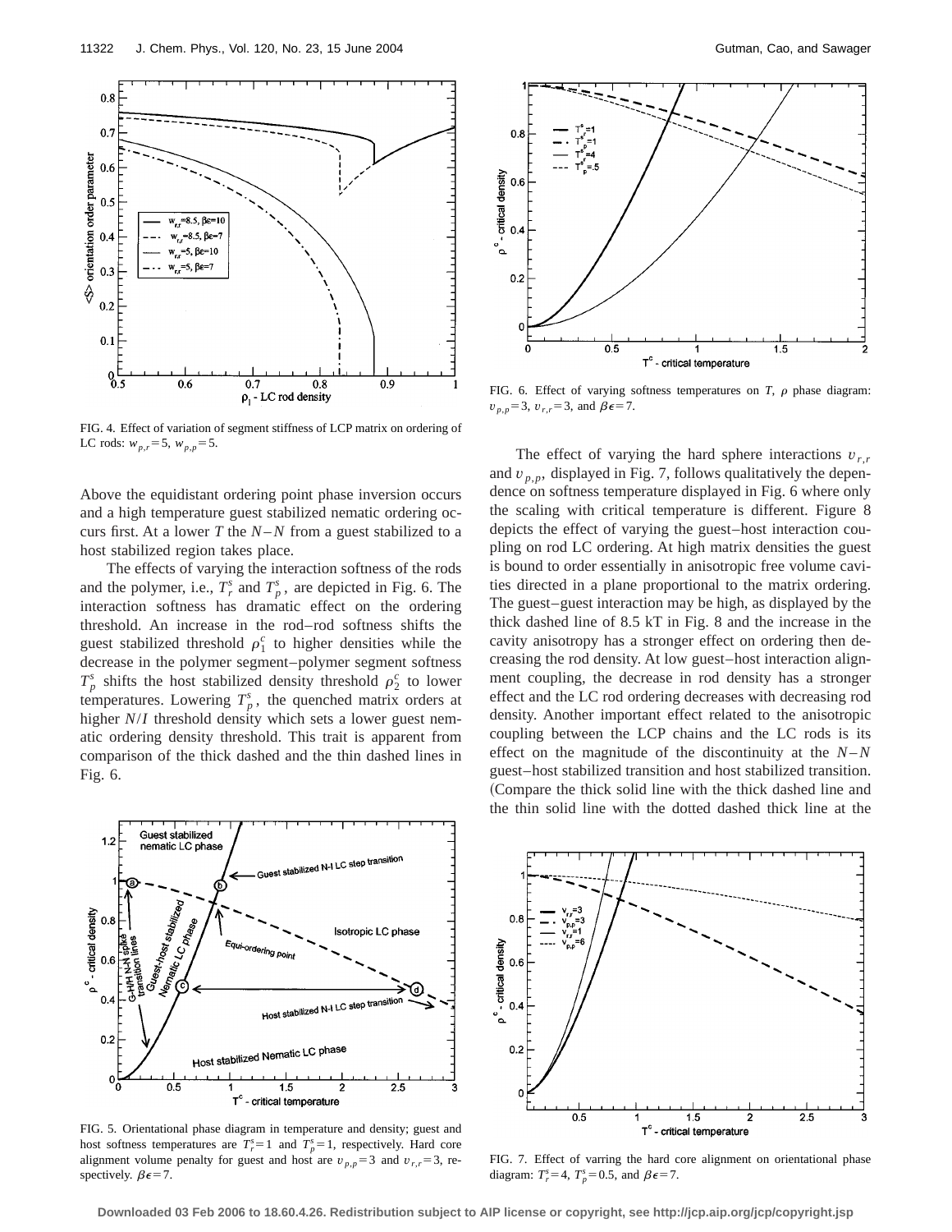FIG. 4. Effect of variation of segment stiffness of LCP matrix on ordering of LC rods: $w_{p,r}=5$, $w_{p,p}=5$.

FIG. 6. Effect of varying softness temperatures on $T$, $\rho$ phase diagram: $v_{p,p}=3$, $v_{r,r}=3$, and $\beta\epsilon=7$.

Above the equidistant ordering point phase inversion occurs and a high temperature guest stabilized nematic ordering occurs first. At a lower $T$ the $N$–$N$ from a guest stabilized to a host stabilized region takes place.

The effects of varying the interaction softness of the rods and the polymer, i.e., $T_r^s$ and $T_p^s$, are depicted in Fig. 6. The interaction softness has dramatic effect on the ordering threshold. An increase in the rod–rod softness shifts the guest stabilized threshold $\rho_1^c$ to higher densities while the decrease in the polymer segment–polymer segment softness $T_p^s$ shifts the host stabilized density threshold $\rho_2^c$ to lower temperatures. Lowering $T_p^s$, the quenched matrix orders at higher $N/I$ threshold density which sets a lower guest nematic ordering density threshold. This trait is apparent from comparison of the thick dashed and the thin dashed lines in Fig. 6.

The effect of varying the hard sphere interactions $v_{r,r}$ and $v_{p,p}$, displayed in Fig. 7, follows qualitatively the dependence on softness temperature displayed in Fig. 6 where only the scaling with critical temperature is different. Figure 8 depicts the effect of varying the guest–host interaction coupling on rod LC ordering. At high matrix densities the guest is bound to order essentially in anisotropic free volume cavities directed in a plane proportional to the matrix ordering. The guest–guest interaction may be high, as displayed by the thick dashed line of 8.5 kT in Fig. 8 and the increase in the cavity anisotropy has a stronger effect on ordering then decreasing the rod density. At low guest–host interaction alignment coupling, the decrease in rod density has a stronger effect and the LC rod ordering decreases with decreasing rod density. Another important effect related to the anisotropic coupling between the LCP chains and the LC rods is its effect on the magnitude of the discontinuity at the $N$–$N$ guest–host stabilized transition and host stabilized transition. (Compare the thick solid line with the thick dashed line and the thin solid line with the dotted dashed thick line at the

FIG. 5. Orientational phase diagram in temperature and density; guest and host softness temperatures are $T_r^s=1$ and $T_p^s=1$, respectively. Hard core alignment volume penalty for guest and host are $v_{p,p}=3$ and $v_{r,r}=3$, respectively. $\beta\epsilon=7$.

FIG. 7. Effect of varring the hard core alignment on orientational phase diagram: $T_r^s=4$, $T_p^s=0.5$, and $\beta\epsilon=7$.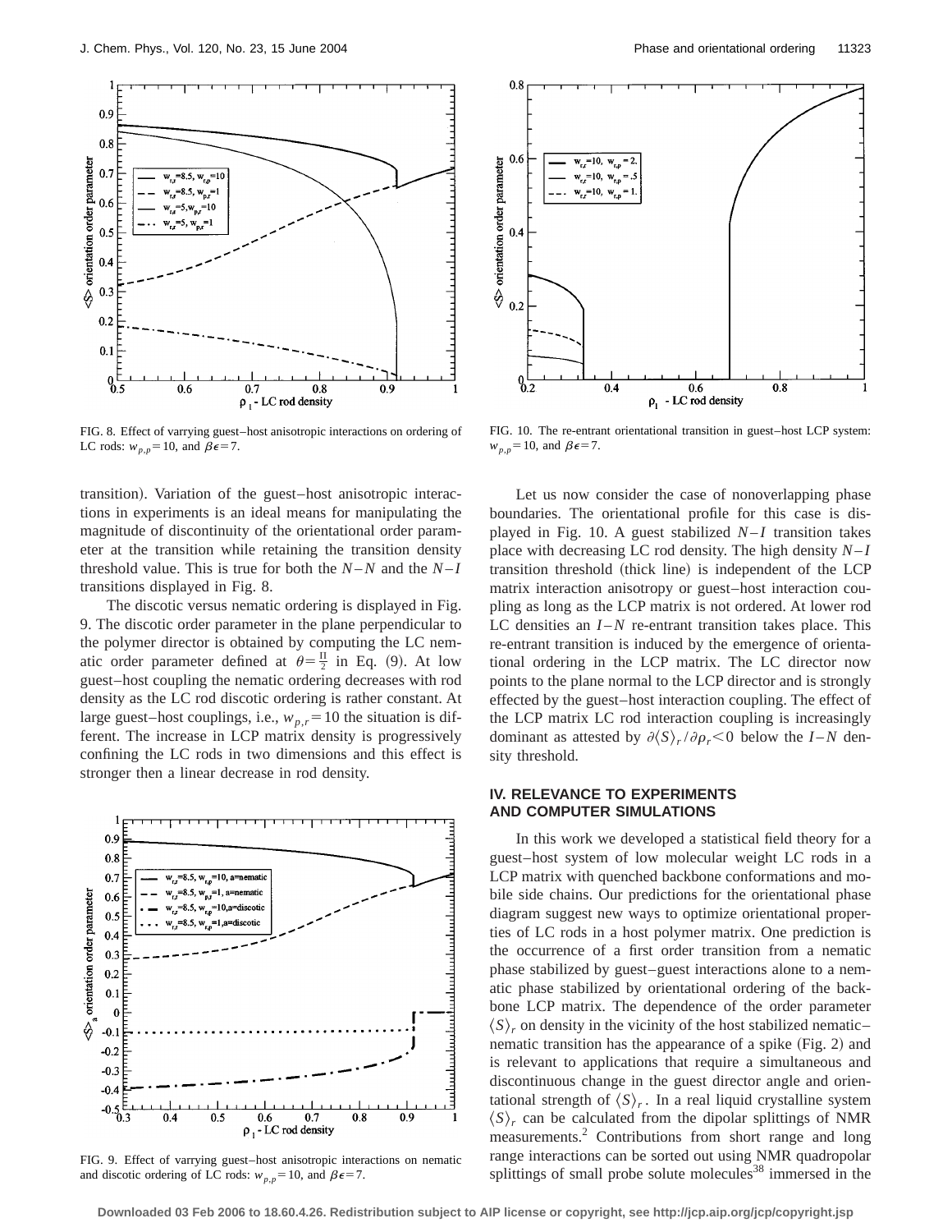FIG. 8. Effect of varrying guest–host anisotropic interactions on ordering of LC rods: $w_{p,p}=10$, and $\beta\epsilon=7$.

FIG. 10. The re-entrant orientational transition in guest–host LCP system: $w_{p,p}=10$, and $\beta\epsilon=7$.

transition). Variation of the guest–host anisotropic interactions in experiments is an ideal means for manipulating the magnitude of discontinuity of the orientational order parameter at the transition while retaining the transition density threshold value. This is true for both the $N$–$N$ and the $N$–$I$ transitions displayed in Fig. 8.

The discotic versus nematic ordering is displayed in Fig. 9. The discotic order parameter in the plane perpendicular to the polymer director is obtained by computing the LC nematic order parameter defined at $\theta=\frac{\Pi}{2}$ in Eq. (9). At low guest–host coupling the nematic ordering decreases with rod density as the LC rod discotic ordering is rather constant. At large guest–host couplings, i.e., $w_{p,r}=10$ the situation is different. The increase in LCP matrix density is progressively confining the LC rods in two dimensions and this effect is stronger then a linear decrease in rod density.

FIG. 9. Effect of varrying guest–host anisotropic interactions on nematic and discotic ordering of LC rods: $w_{p,p}=10$, and $\beta\epsilon=7$.

Let us now consider the case of nonoverlapping phase boundaries. The orientational profile for this case is displayed in Fig. 10. A guest stabilized $N$–$I$ transition takes place with decreasing LC rod density. The high density $N$–$I$ transition threshold (thick line) is independent of the LCP matrix interaction anisotropy or guest–host interaction coupling as long as the LCP matrix is not ordered. At lower rod LC densities an $I$–$N$ re-entrant transition takes place. This re-entrant transition is induced by the emergence of orientational ordering in the LCP matrix. The LC director now points to the plane normal to the LCP director and is strongly effected by the guest–host interaction coupling. The effect of the LCP matrix LC rod interaction coupling is increasingly dominant as attested by $\partial\langle S\rangle_r/\partial\rho_r<0$ below the $I$–$N$ density threshold.

## IV. RELEVANCE TO EXPERIMENTS AND COMPUTER SIMULATIONS

In this work we developed a statistical field theory for a guest–host system of low molecular weight LC rods in a LCP matrix with quenched backbone conformations and mobile side chains. Our predictions for the orientational phase diagram suggest new ways to optimize orientational properties of LC rods in a host polymer matrix. One prediction is the occurrence of a first order transition from a nematic phase stabilized by guest–guest interactions alone to a nematic phase stabilized by orientational ordering of the backbone LCP matrix. The dependence of the order parameter $\langle S\rangle_r$ on density in the vicinity of the host stabilized nematic–nematic transition has the appearance of a spike (Fig. 2) and is relevant to applications that require a simultaneous and discontinuous change in the guest director angle and orientational strength of $\langle S\rangle_r$. In a real liquid crystalline system $\langle S\rangle_r$ can be calculated from the dipolar splittings of NMR measurements.[2] Contributions from short range and long range interactions can be sorted out using NMR quadropolar splittings of small probe solute molecules[38] immersed in the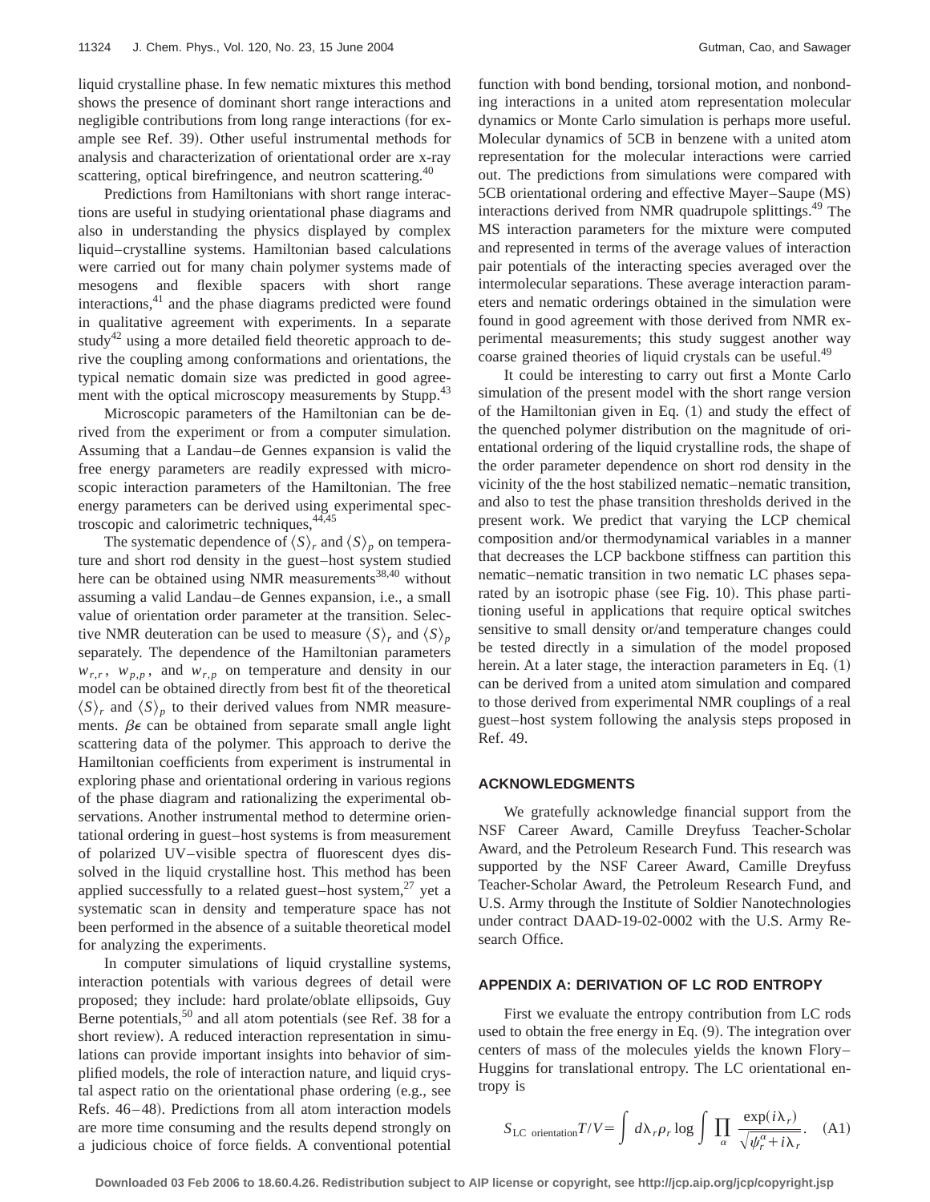liquid crystalline phase. In few nematic mixtures this method shows the presence of dominant short range interactions and negligible contributions from long range interactions (for example see Ref. 39). Other useful instrumental methods for analysis and characterization of orientational order are x-ray scattering, optical birefringence, and neutron scattering.[40]

Predictions from Hamiltonians with short range interactions are useful in studying orientational phase diagrams and also in understanding the physics displayed by complex liquid–crystalline systems. Hamiltonian based calculations were carried out for many chain polymer systems made of mesogens and flexible spacers with short range interactions,[41] and the phase diagrams predicted were found in qualitative agreement with experiments. In a separate study[42] using a more detailed field theoretic approach to derive the coupling among conformations and orientations, the typical nematic domain size was predicted in good agreement with the optical microscopy measurements by Stupp.[43]

Microscopic parameters of the Hamiltonian can be derived from the experiment or from a computer simulation. Assuming that a Landau–de Gennes expansion is valid the free energy parameters are readily expressed with microscopic interaction parameters of the Hamiltonian. The free energy parameters can be derived using experimental spectroscopic and calorimetric techniques.[44,45]

The systematic dependence of $\langle S\rangle_r$ and $\langle S\rangle_p$ on temperature and short rod density in the guest–host system studied here can be obtained using NMR measurements[38,40] without assuming a valid Landau–de Gennes expansion, i.e., a small value of orientation order parameter at the transition. Selective NMR deuteration can be used to measure $\langle S\rangle_r$ and $\langle S\rangle_p$ separately. The dependence of the Hamiltonian parameters $w_{r,r}$, $w_{p,p}$, and $w_{r,p}$ on temperature and density in our model can be obtained directly from best fit of the theoretical $\langle S\rangle_r$ and $\langle S\rangle_p$ to their derived values from NMR measurements. $\beta\epsilon$ can be obtained from separate small angle light scattering data of the polymer. This approach to derive the Hamiltonian coefficients from experiment is instrumental in exploring phase and orientational ordering in various regions of the phase diagram and rationalizing the experimental observations. Another instrumental method to determine orientational ordering in guest–host systems is from measurement of polarized UV–visible spectra of fluorescent dyes dissolved in the liquid crystalline host. This method has been applied successfully to a related guest–host system,[27] yet a systematic scan in density and temperature space has not been performed in the absence of a suitable theoretical model for analyzing the experiments.

In computer simulations of liquid crystalline systems, interaction potentials with various degrees of detail were proposed; they include: hard prolate/oblate ellipsoids, Guy Berne potentials,[50] and all atom potentials (see Ref. 38 for a short review). A reduced interaction representation in simulations can provide important insights into behavior of simplified models, the role of interaction nature, and liquid crystal aspect ratio on the orientational phase ordering (e.g., see Refs. 46–48). Predictions from all atom interaction models are more time consuming and the results depend strongly on a judicious choice of force fields. A conventional potential function with bond bending, torsional motion, and nonbonding interactions in a united atom representation molecular dynamics or Monte Carlo simulation is perhaps more useful. Molecular dynamics of 5CB in benzene with a united atom representation for the molecular interactions were carried out. The predictions from simulations were compared with 5CB orientational ordering and effective Mayer–Saupe (MS) interactions derived from NMR quadrupole splittings.[49] The MS interaction parameters for the mixture were computed and represented in terms of the average values of interaction pair potentials of the interacting species averaged over the intermolecular separations. These average interaction parameters and nematic orderings obtained in the simulation were found in good agreement with those derived from NMR experimental measurements; this study suggest another way coarse grained theories of liquid crystals can be useful.[49]

It could be interesting to carry out first a Monte Carlo simulation of the present model with the short range version of the Hamiltonian given in Eq. (1) and study the effect of the quenched polymer distribution on the magnitude of orientational ordering of the liquid crystalline rods, the shape of the order parameter dependence on short rod density in the vicinity of the the host stabilized nematic–nematic transition, and also to test the phase transition thresholds derived in the present work. We predict that varying the LCP chemical composition and/or thermodynamical variables in a manner that decreases the LCP backbone stiffness can partition this nematic–nematic transition in two nematic LC phases separated by an isotropic phase (see Fig. 10). This phase partitioning useful in applications that require optical switches sensitive to small density or/and temperature changes could be tested directly in a simulation of the model proposed herein. At a later stage, the interaction parameters in Eq. (1) can be derived from a united atom simulation and compared to those derived from experimental NMR couplings of a real guest–host system following the analysis steps proposed in Ref. 49.

## ACKNOWLEDGMENTS

We gratefully acknowledge financial support from the NSF Career Award, Camille Dreyfuss Teacher-Scholar Award, and the Petroleum Research Fund. This research was supported by the NSF Career Award, Camille Dreyfuss Teacher-Scholar Award, the Petroleum Research Fund, and U.S. Army through the Institute of Soldier Nanotechnologies under contract DAAD-19-02-0002 with the U.S. Army Research Office.

## APPENDIX A: DERIVATION OF LC ROD ENTROPY

First we evaluate the entropy contribution from LC rods used to obtain the free energy in Eq. (9). The integration over centers of mass of the molecules yields the known Flory–Huggins for translational entropy. The LC orientational entropy is

$$S_{\text{LC orientation}}T/V=\int d\lambda_r\rho_r \log \int \prod_{\alpha} \frac{\exp(i\lambda_r)}{\sqrt{\psi_r^{\alpha}+i\lambda_r}}. \quad \text{(A1)}$$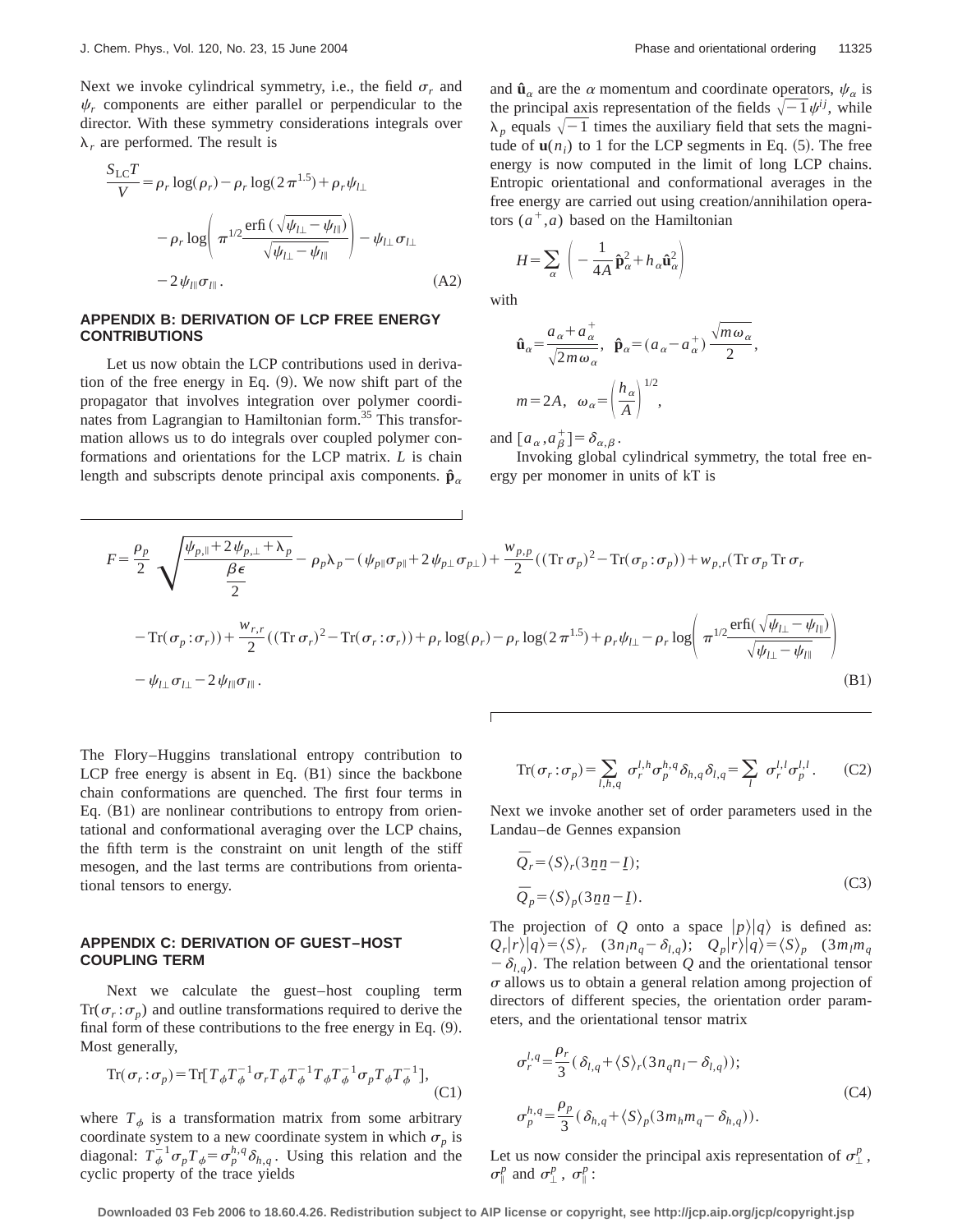Next we invoke cylindrical symmetry, i.e., the field $\sigma_r$ and $\psi_r$ components are either parallel or perpendicular to the director. With these symmetry considerations integrals over $\lambda_r$ are performed. The result is

$$\frac{S_{\mathrm{LC}}T}{V}=\rho_r\log(\rho_r)-\rho_r\log(2\pi^{1.5})+\rho_r\psi_{l\perp}-\rho_r\log\left(\pi^{1/2}\frac{\mathrm{erfi}(\sqrt{\psi_{l\perp}-\psi_{l\parallel}})}{\sqrt{\psi_{l\perp}-\psi_{l\parallel}}}\right)-\psi_{l\perp}\sigma_{l\perp}-2\psi_{l\parallel}\sigma_{l\parallel}. \tag{A2}$$

## APPENDIX B: DERIVATION OF LCP FREE ENERGY CONTRIBUTIONS

Let us now obtain the LCP contributions used in derivation of the free energy in Eq. (9). We now shift part of the propagator that involves integration over polymer coordinates from Lagrangian to Hamiltonian form.[35] This transformation allows us to do integrals over coupled polymer conformations and orientations for the LCP matrix. $L$ is chain length and subscripts denote principal axis components. $\hat{\mathbf{p}}_\alpha$ and $\hat{\mathbf{u}}_\alpha$ are the $\alpha$ momentum and coordinate operators, $\psi_\alpha$ is the principal axis representation of the fields $\sqrt{-1}\psi^{ij}$, while $\lambda_p$ equals $\sqrt{-1}$ times the auxiliary field that sets the magnitude of $\mathbf{u}(n_i)$ to 1 for the LCP segments in Eq. (5). The free energy is now computed in the limit of long LCP chains. Entropic orientational and conformational averages in the free energy are carried out using creation/annihilation operators $(a^+,a)$ based on the Hamiltonian

$$H=\sum_\alpha\left(-\frac{1}{4A}\hat{\mathbf{p}}_\alpha^2+h_\alpha\hat{\mathbf{u}}_\alpha^2\right)$$

with

$$\hat{\mathbf{u}}_\alpha=\frac{a_\alpha+a_\alpha^+}{\sqrt{2m\omega_\alpha}},\quad \hat{\mathbf{p}}_\alpha=(a_\alpha-a_\alpha^+)\frac{\sqrt{m\omega_\alpha}}{2},$$

$$m=2A,\quad \omega_\alpha=\left(\frac{h_\alpha}{A}\right)^{1/2},$$

and $[a_\alpha,a_\beta^+]=\delta_{\alpha,\beta}$.

Invoking global cylindrical symmetry, the total free energy per monomer in units of kT is

$$F=\frac{\rho_p}{2}\sqrt{\frac{\psi_{p,\parallel}+2\psi_{p,\perp}+\lambda_p}{\frac{\beta\epsilon}{2}}}-\rho_p\lambda_p-(\psi_{p\parallel}\sigma_{p\parallel}+2\psi_{p\perp}\sigma_{p\perp})+\frac{w_{p,p}}{2}((\mathrm{Tr}\,\sigma_p)^2-\mathrm{Tr}(\sigma_p:\sigma_p))+w_{p,r}(\mathrm{Tr}\,\sigma_p\,\mathrm{Tr}\,\sigma_r-\mathrm{Tr}(\sigma_p:\sigma_r))+\frac{w_{r,r}}{2}((\mathrm{Tr}\,\sigma_r)^2-\mathrm{Tr}(\sigma_r:\sigma_r))+\rho_r\log(\rho_r)-\rho_r\log(2\pi^{1.5})+\rho_r\psi_{l\perp}-\rho_r\log\left(\pi^{1/2}\frac{\mathrm{erfi}(\sqrt{\psi_{l\perp}-\psi_{l\parallel}})}{\sqrt{\psi_{l\perp}-\psi_{l\parallel}}}\right)-\psi_{l\perp}\sigma_{l\perp}-2\psi_{l\parallel}\sigma_{l\parallel}. \tag{B1}$$

The Flory–Huggins translational entropy contribution to LCP free energy is absent in Eq. (B1) since the backbone chain conformations are quenched. The first four terms in Eq. (B1) are nonlinear contributions to entropy from orientational and conformational averaging over the LCP chains, the fifth term is the constraint on unit length of the stiff mesogen, and the last terms are contributions from orientational tensors to energy.

## APPENDIX C: DERIVATION OF GUEST–HOST COUPLING TERM

Next we calculate the guest–host coupling term $\mathrm{Tr}(\sigma_r:\sigma_p)$ and outline transformations required to derive the final form of these contributions to the free energy in Eq. (9). Most generally,

$$\mathrm{Tr}(\sigma_r:\sigma_p)=\mathrm{Tr}[T_\phi T_\phi^{-1}\sigma_r T_\phi T_\phi^{-1}T_\phi T_\phi^{-1}\sigma_p T_\phi T_\phi^{-1}], \tag{C1}$$

where $T_\phi$ is a transformation matrix from some arbitrary coordinate system to a new coordinate system in which $\sigma_p$ is diagonal: $T_\phi^{-1}\sigma_p T_\phi=\sigma_p^{h,q}\delta_{h,q}$. Using this relation and the cyclic property of the trace yields

$$\mathrm{Tr}(\sigma_r:\sigma_p)=\sum_{l,h,q}\sigma_r^{l,h}\sigma_p^{h,q}\delta_{h,q}\delta_{l,q}=\sum_l\sigma_r^{l,l}\sigma_p^{l,l}. \tag{C2}$$

Next we invoke another set of order parameters used in the Landau–de Gennes expansion

$$\bar{Q}_r=\langle S\rangle_r(3\underline{n}\underline{n}-\underline{I});$$
$$\bar{Q}_p=\langle S\rangle_p(3\underline{n}\underline{n}-\underline{I}). \tag{C3}$$

The projection of $Q$ onto a space $|p\rangle|q\rangle$ is defined as: $Q_r|r\rangle|q\rangle=\langle S\rangle_r\ (3n_ln_q-\delta_{l,q})$; $Q_p|r\rangle|q\rangle=\langle S\rangle_p\ (3m_lm_q-\delta_{l,q})$. The relation between $Q$ and the orientational tensor $\sigma$ allows us to obtain a general relation among projection of directors of different species, the orientation order parameters, and the orientational tensor matrix

$$\sigma_r^{l,q}=\frac{\rho_r}{3}(\delta_{l,q}+\langle S\rangle_r(3n_qn_l-\delta_{l,q}));$$
$$\sigma_p^{h,q}=\frac{\rho_p}{3}(\delta_{h,q}+\langle S\rangle_p(3m_hm_q-\delta_{h,q})). \tag{C4}$$

Let us now consider the principal axis representation of $\sigma_\perp^p$, $\sigma_\parallel^p$ and $\sigma_\perp^p$, $\sigma_\parallel^p$: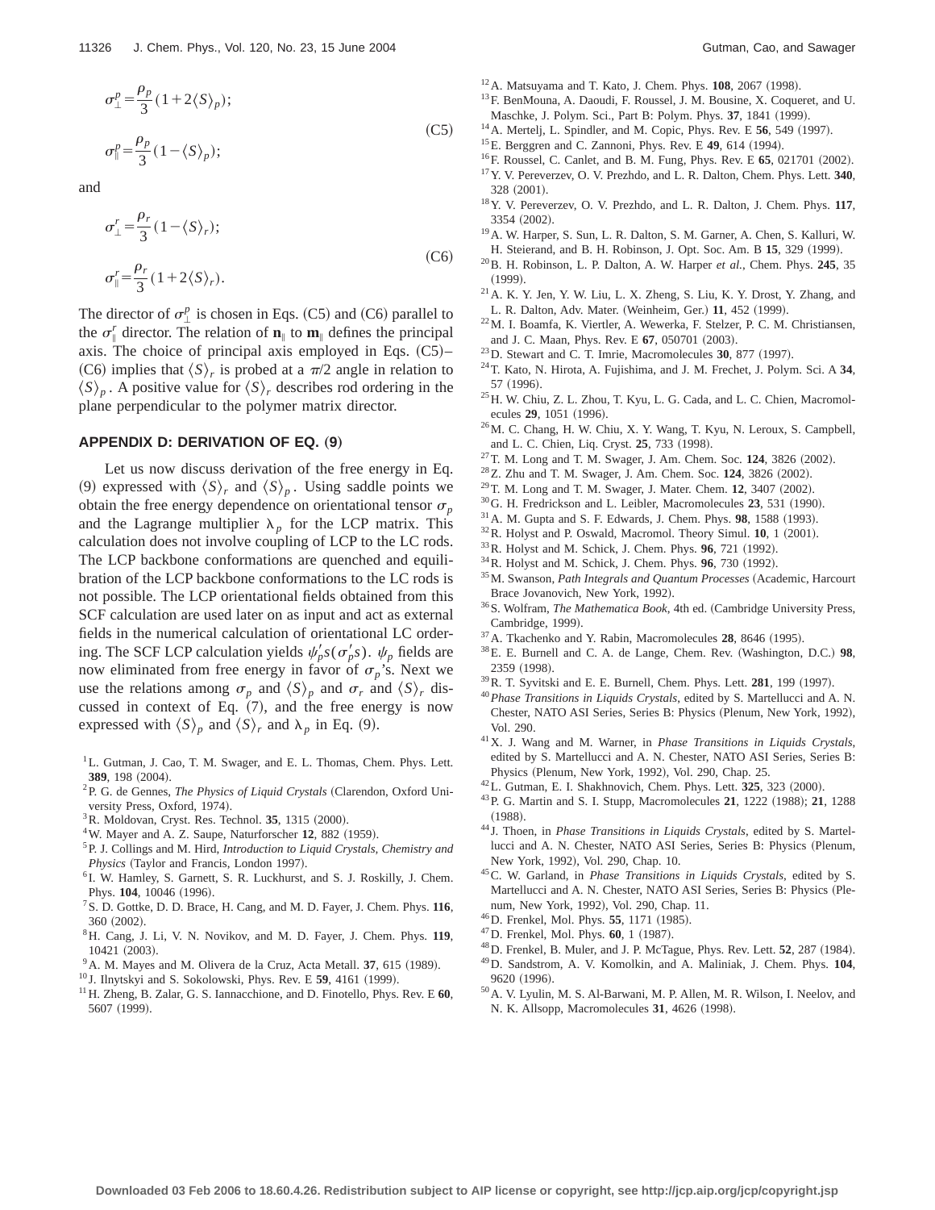$$\sigma_{\perp}^{p} = \frac{\rho_p}{3}(1+2\langle S\rangle_p);$$

$$\sigma_{\parallel}^{p} = \frac{\rho_p}{3}(1-\langle S\rangle_p); \tag{C5}$$

and

$$\sigma_{\perp}^{r} = \frac{\rho_r}{3}(1-\langle S\rangle_r);$$

$$\sigma_{\parallel}^{r} = \frac{\rho_r}{3}(1+2\langle S\rangle_r). \tag{C6}$$

The director of $\sigma_{\perp}^{p}$ is chosen in Eqs. (C5) and (C6) parallel to the $\sigma_{\parallel}^{r}$ director. The relation of $\mathbf{n}_{\parallel}$ to $\mathbf{m}_{\parallel}$ defines the principal axis. The choice of principal axis employed in Eqs. (C5)–(C6) implies that $\langle S\rangle_r$ is probed at a $\pi/2$ angle in relation to $\langle S\rangle_p$. A positive value for $\langle S\rangle_r$ describes rod ordering in the plane perpendicular to the polymer matrix director.

## APPENDIX D: DERIVATION OF EQ. (9)

Let us now discuss derivation of the free energy in Eq. (9) expressed with $\langle S\rangle_r$ and $\langle S\rangle_p$. Using saddle points we obtain the free energy dependence on orientational tensor $\sigma_p$ and the Lagrange multiplier $\lambda_p$ for the LCP matrix. This calculation does not involve coupling of LCP to the LC rods. The LCP backbone conformations are quenched and equilibration of the LCP backbone conformations to the LC rods is not possible. The LCP orientational fields obtained from this SCF calculation are used later on as input and act as external fields in the numerical calculation of orientational LC ordering. The SCF LCP calculation yields $\psi_p' s(\sigma_p' s)$. $\psi_p$ fields are now eliminated from free energy in favor of $\sigma_p$'s. Next we use the relations among $\sigma_p$ and $\langle S\rangle_p$ and $\sigma_r$ and $\langle S\rangle_r$ discussed in context of Eq. (7), and the free energy is now expressed with $\langle S\rangle_p$ and $\langle S\rangle_r$ and $\lambda_p$ in Eq. (9).

[1] L. Gutman, J. Cao, T. M. Swager, and E. L. Thomas, Chem. Phys. Lett. **389**, 198 (2004).
[2] P. G. de Gennes, *The Physics of Liquid Crystals* (Clarendon, Oxford University Press, Oxford, 1974).
[3] R. Moldovan, Cryst. Res. Technol. **35**, 1315 (2000).
[4] W. Mayer and A. Z. Saupe, Naturforscher **12**, 882 (1959).
[5] P. J. Collings and M. Hird, *Introduction to Liquid Crystals, Chemistry and Physics* (Taylor and Francis, London 1997).
[6] I. W. Hamley, S. Garnett, S. R. Luckhurst, and S. J. Roskilly, J. Chem. Phys. **104**, 10046 (1996).
[7] S. D. Gottke, D. D. Brace, H. Cang, and M. D. Fayer, J. Chem. Phys. **116**, 360 (2002).
[8] H. Cang, J. Li, V. N. Novikov, and M. D. Fayer, J. Chem. Phys. **119**, 10421 (2003).
[9] A. M. Mayes and M. Olivera de la Cruz, Acta Metall. **37**, 615 (1989).
[10] J. Ilnytskyi and S. Sokolowski, Phys. Rev. E **59**, 4161 (1999).
[11] H. Zheng, B. Zalar, G. S. Iannacchione, and D. Finotello, Phys. Rev. E **60**, 5607 (1999).
[12] A. Matsuyama and T. Kato, J. Chem. Phys. **108**, 2067 (1998).
[13] F. BenMouna, A. Daoudi, F. Roussel, J. M. Bousine, X. Coqueret, and U. Maschke, J. Polym. Sci., Part B: Polym. Phys. **37**, 1841 (1999).
[14] A. Mertelj, L. Spindler, and M. Copic, Phys. Rev. E **56**, 549 (1997).
[15] E. Berggren and C. Zannoni, Phys. Rev. E **49**, 614 (1994).
[16] F. Roussel, C. Canlet, and B. M. Fung, Phys. Rev. E **65**, 021701 (2002).
[17] Y. V. Pereverzev, O. V. Prezhdo, and L. R. Dalton, Chem. Phys. Lett. **340**, 328 (2001).
[18] Y. V. Pereverzev, O. V. Prezhdo, and L. R. Dalton, J. Chem. Phys. **117**, 3354 (2002).
[19] A. W. Harper, S. Sun, L. R. Dalton, S. M. Garner, A. Chen, S. Kalluri, W. H. Steierand, and B. H. Robinson, J. Opt. Soc. Am. B **15**, 329 (1999).
[20] B. H. Robinson, L. P. Dalton, A. W. Harper *et al.*, Chem. Phys. **245**, 35 (1999).
[21] A. K. Y. Jen, Y. W. Liu, L. X. Zheng, S. Liu, K. Y. Drost, Y. Zhang, and L. R. Dalton, Adv. Mater. (Weinheim, Ger.) **11**, 452 (1999).
[22] M. I. Boamfa, K. Viertler, A. Wewerka, F. Stelzer, P. C. M. Christiansen, and J. C. Maan, Phys. Rev. E **67**, 050701 (2003).
[23] D. Stewart and C. T. Imrie, Macromolecules **30**, 877 (1997).
[24] T. Kato, N. Hirota, A. Fujishima, and J. M. Frechet, J. Polym. Sci. A **34**, 57 (1996).
[25] H. W. Chiu, Z. L. Zhou, T. Kyu, L. G. Cada, and L. C. Chien, Macromolecules **29**, 1051 (1996).
[26] M. C. Chang, H. W. Chiu, X. Y. Wang, T. Kyu, N. Leroux, S. Campbell, and L. C. Chien, Liq. Cryst. **25**, 733 (1998).
[27] T. M. Long and T. M. Swager, J. Am. Chem. Soc. **124**, 3826 (2002).
[28] Z. Zhu and T. M. Swager, J. Am. Chem. Soc. **124**, 3826 (2002).
[29] T. M. Long and T. M. Swager, J. Mater. Chem. **12**, 3407 (2002).
[30] G. H. Fredrickson and L. Leibler, Macromolecules **23**, 531 (1990).
[31] A. M. Gupta and S. F. Edwards, J. Chem. Phys. **98**, 1588 (1993).
[32] R. Holyst and P. Oswald, Macromol. Theory Simul. **10**, 1 (2001).
[33] R. Holyst and M. Schick, J. Chem. Phys. **96**, 721 (1992).
[34] R. Holyst and M. Schick, J. Chem. Phys. **96**, 730 (1992).
[35] M. Swanson, *Path Integrals and Quantum Processes* (Academic, Harcourt Brace Jovanovich, New York, 1992).
[36] S. Wolfram, *The Mathematica Book*, 4th ed. (Cambridge University Press, Cambridge, 1999).
[37] A. Tkachenko and Y. Rabin, Macromolecules **28**, 8646 (1995).
[38] E. E. Burnell and C. A. de Lange, Chem. Rev. (Washington, D.C.) **98**, 2359 (1998).
[39] R. T. Syvitski and E. E. Burnell, Chem. Phys. Lett. **281**, 199 (1997).
[40] *Phase Transitions in Liquids Crystals*, edited by S. Martellucci and A. N. Chester, NATO ASI Series, Series B: Physics (Plenum, New York, 1992), Vol. 290.
[41] X. J. Wang and M. Warner, in *Phase Transitions in Liquids Crystals*, edited by S. Martellucci and A. N. Chester, NATO ASI Series, Series B: Physics (Plenum, New York, 1992), Vol. 290, Chap. 25.
[42] L. Gutman, E. I. Shakhnovich, Chem. Phys. Lett. **325**, 323 (2000).
[43] P. G. Martin and S. I. Stupp, Macromolecules **21**, 1222 (1988); **21**, 1288 (1988).
[44] J. Thoen, in *Phase Transitions in Liquids Crystals*, edited by S. Martellucci and A. N. Chester, NATO ASI Series, Series B: Physics (Plenum, New York, 1992), Vol. 290, Chap. 10.
[45] C. W. Garland, in *Phase Transitions in Liquids Crystals*, edited by S. Martellucci and A. N. Chester, NATO ASI Series, Series B: Physics (Plenum, New York, 1992), Vol. 290, Chap. 11.
[46] D. Frenkel, Mol. Phys. **55**, 1171 (1985).
[47] D. Frenkel, Mol. Phys. **60**, 1 (1987).
[48] D. Frenkel, B. Muler, and J. P. McTague, Phys. Rev. Lett. **52**, 287 (1984).
[49] D. Sandstrom, A. V. Komolkin, and A. Maliniak, J. Chem. Phys. **104**, 9620 (1996).
[50] A. V. Lyulin, M. S. Al-Barwani, M. P. Allen, M. R. Wilson, I. Neelov, and N. K. Allsopp, Macromolecules **31**, 4626 (1998).